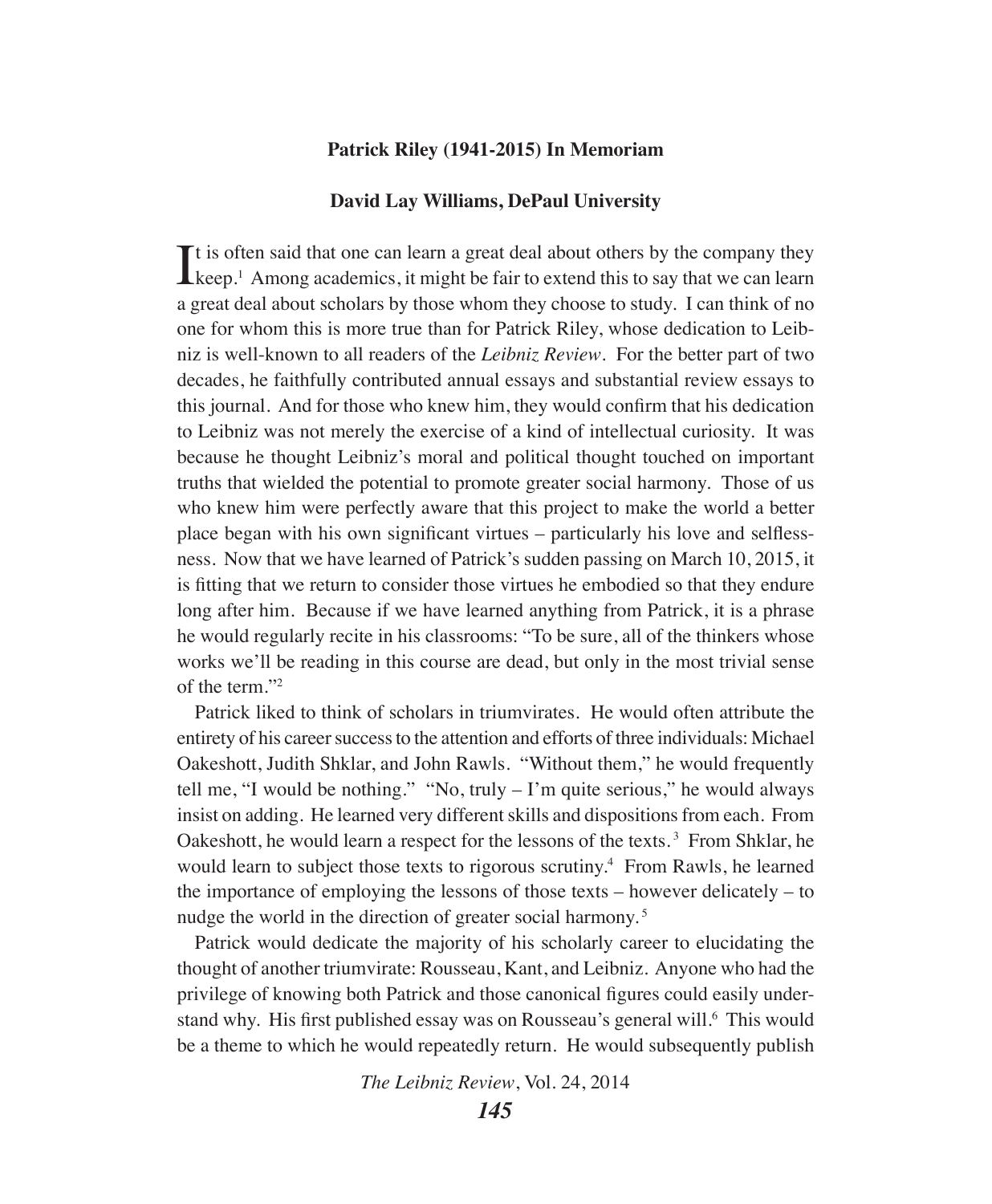# Patrick Riley (1941-2015) In Memoriam

## David Lay Williams, DePaul University

It is often said that one can learn a great deal about others by the company they keep.[1] Among academics, it might be fair to extend this to say that we can learn a great deal about scholars by those whom they choose to study. I can think of no one for whom this is more true than for Patrick Riley, whose dedication to Leibniz is well-known to all readers of the *Leibniz Review*. For the better part of two decades, he faithfully contributed annual essays and substantial review essays to this journal. And for those who knew him, they would confirm that his dedication to Leibniz was not merely the exercise of a kind of intellectual curiosity. It was because he thought Leibniz's moral and political thought touched on important truths that wielded the potential to promote greater social harmony. Those of us who knew him were perfectly aware that this project to make the world a better place began with his own significant virtues – particularly his love and selflessness. Now that we have learned of Patrick's sudden passing on March 10, 2015, it is fitting that we return to consider those virtues he embodied so that they endure long after him. Because if we have learned anything from Patrick, it is a phrase he would regularly recite in his classrooms: "To be sure, all of the thinkers whose works we'll be reading in this course are dead, but only in the most trivial sense of the term."[2]

Patrick liked to think of scholars in triumvirates. He would often attribute the entirety of his career success to the attention and efforts of three individuals: Michael Oakeshott, Judith Shklar, and John Rawls. "Without them," he would frequently tell me, "I would be nothing." "No, truly – I'm quite serious," he would always insist on adding. He learned very different skills and dispositions from each. From Oakeshott, he would learn a respect for the lessons of the texts.[3] From Shklar, he would learn to subject those texts to rigorous scrutiny.[4] From Rawls, he learned the importance of employing the lessons of those texts – however delicately – to nudge the world in the direction of greater social harmony.[5]

Patrick would dedicate the majority of his scholarly career to elucidating the thought of another triumvirate: Rousseau, Kant, and Leibniz. Anyone who had the privilege of knowing both Patrick and those canonical figures could easily understand why. His first published essay was on Rousseau's general will.[6] This would be a theme to which he would repeatedly return. He would subsequently publish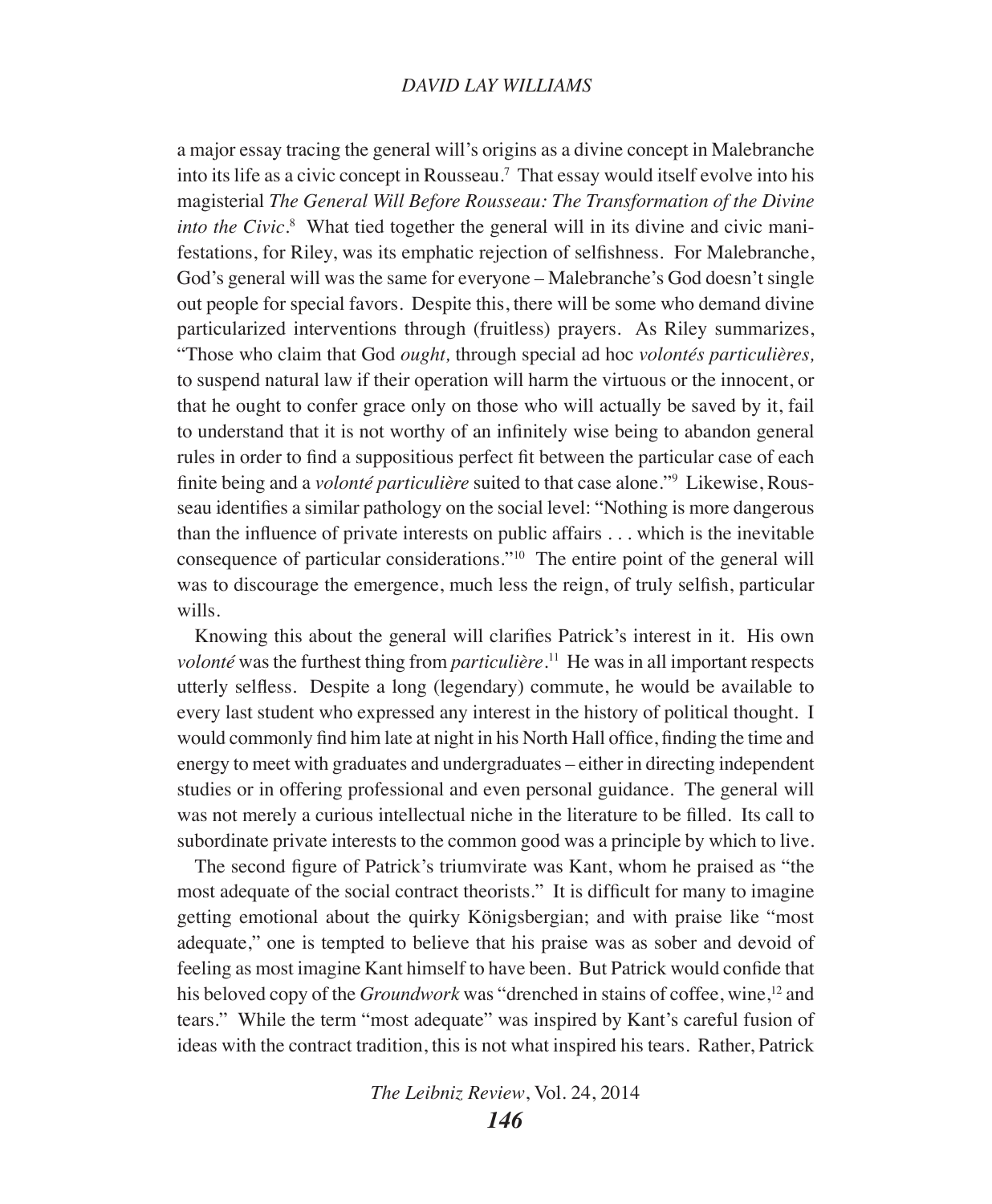a major essay tracing the general will's origins as a divine concept in Malebranche into its life as a civic concept in Rousseau.[7] That essay would itself evolve into his magisterial *The General Will Before Rousseau: The Transformation of the Divine into the Civic*.[8] What tied together the general will in its divine and civic manifestations, for Riley, was its emphatic rejection of selfishness. For Malebranche, God's general will was the same for everyone – Malebranche's God doesn't single out people for special favors. Despite this, there will be some who demand divine particularized interventions through (fruitless) prayers. As Riley summarizes, "Those who claim that God *ought,* through special ad hoc *volontés particulières,* to suspend natural law if their operation will harm the virtuous or the innocent, or that he ought to confer grace only on those who will actually be saved by it, fail to understand that it is not worthy of an infinitely wise being to abandon general rules in order to find a suppositious perfect fit between the particular case of each finite being and a *volonté particulière* suited to that case alone."[9] Likewise, Rousseau identifies a similar pathology on the social level: "Nothing is more dangerous than the influence of private interests on public affairs . . . which is the inevitable consequence of particular considerations."[10] The entire point of the general will was to discourage the emergence, much less the reign, of truly selfish, particular wills.

Knowing this about the general will clarifies Patrick's interest in it. His own *volonté* was the furthest thing from *particulière*.[11] He was in all important respects utterly selfless. Despite a long (legendary) commute, he would be available to every last student who expressed any interest in the history of political thought. I would commonly find him late at night in his North Hall office, finding the time and energy to meet with graduates and undergraduates – either in directing independent studies or in offering professional and even personal guidance. The general will was not merely a curious intellectual niche in the literature to be filled. Its call to subordinate private interests to the common good was a principle by which to live.

The second figure of Patrick's triumvirate was Kant, whom he praised as "the most adequate of the social contract theorists." It is difficult for many to imagine getting emotional about the quirky Königsbergian; and with praise like "most adequate," one is tempted to believe that his praise was as sober and devoid of feeling as most imagine Kant himself to have been. But Patrick would confide that his beloved copy of the *Groundwork* was "drenched in stains of coffee, wine,[12] and tears." While the term "most adequate" was inspired by Kant's careful fusion of ideas with the contract tradition, this is not what inspired his tears. Rather, Patrick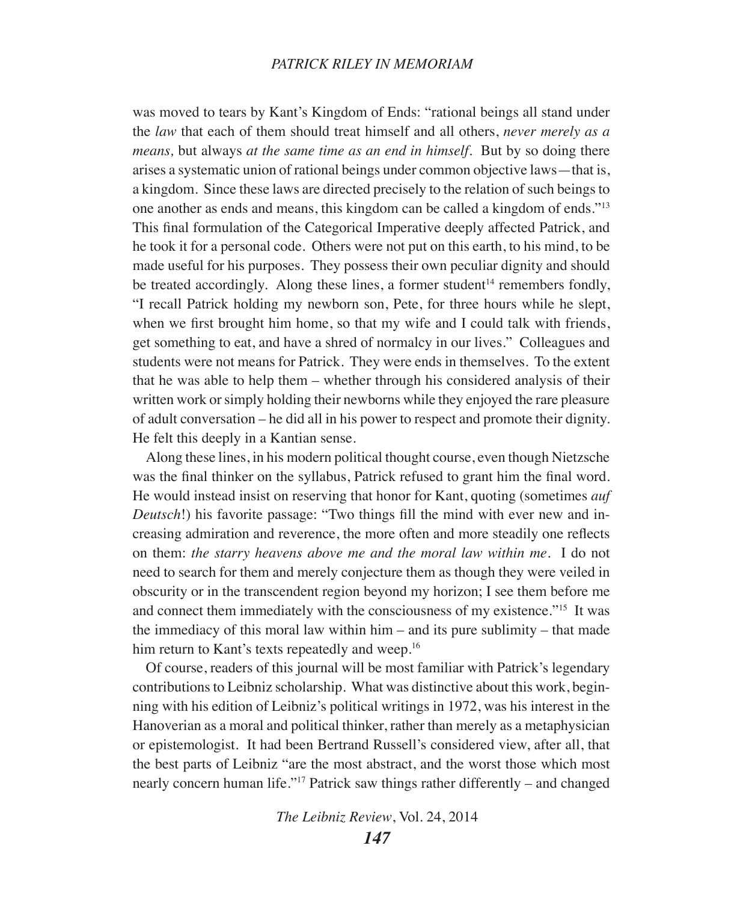was moved to tears by Kant's Kingdom of Ends: "rational beings all stand under the *law* that each of them should treat himself and all others, *never merely as a means,* but always *at the same time as an end in himself*. But by so doing there arises a systematic union of rational beings under common objective laws—that is, a kingdom. Since these laws are directed precisely to the relation of such beings to one another as ends and means, this kingdom can be called a kingdom of ends."[13] This final formulation of the Categorical Imperative deeply affected Patrick, and he took it for a personal code. Others were not put on this earth, to his mind, to be made useful for his purposes. They possess their own peculiar dignity and should be treated accordingly. Along these lines, a former student[14] remembers fondly, "I recall Patrick holding my newborn son, Pete, for three hours while he slept, when we first brought him home, so that my wife and I could talk with friends, get something to eat, and have a shred of normalcy in our lives." Colleagues and students were not means for Patrick. They were ends in themselves. To the extent that he was able to help them – whether through his considered analysis of their written work or simply holding their newborns while they enjoyed the rare pleasure of adult conversation – he did all in his power to respect and promote their dignity. He felt this deeply in a Kantian sense.

Along these lines, in his modern political thought course, even though Nietzsche was the final thinker on the syllabus, Patrick refused to grant him the final word. He would instead insist on reserving that honor for Kant, quoting (sometimes *auf Deutsch*!) his favorite passage: "Two things fill the mind with ever new and increasing admiration and reverence, the more often and more steadily one reflects on them: *the starry heavens above me and the moral law within me*. I do not need to search for them and merely conjecture them as though they were veiled in obscurity or in the transcendent region beyond my horizon; I see them before me and connect them immediately with the consciousness of my existence."[15] It was the immediacy of this moral law within him – and its pure sublimity – that made him return to Kant's texts repeatedly and weep.[16]

Of course, readers of this journal will be most familiar with Patrick's legendary contributions to Leibniz scholarship. What was distinctive about this work, beginning with his edition of Leibniz's political writings in 1972, was his interest in the Hanoverian as a moral and political thinker, rather than merely as a metaphysician or epistemologist. It had been Bertrand Russell's considered view, after all, that the best parts of Leibniz "are the most abstract, and the worst those which most nearly concern human life."[17] Patrick saw things rather differently – and changed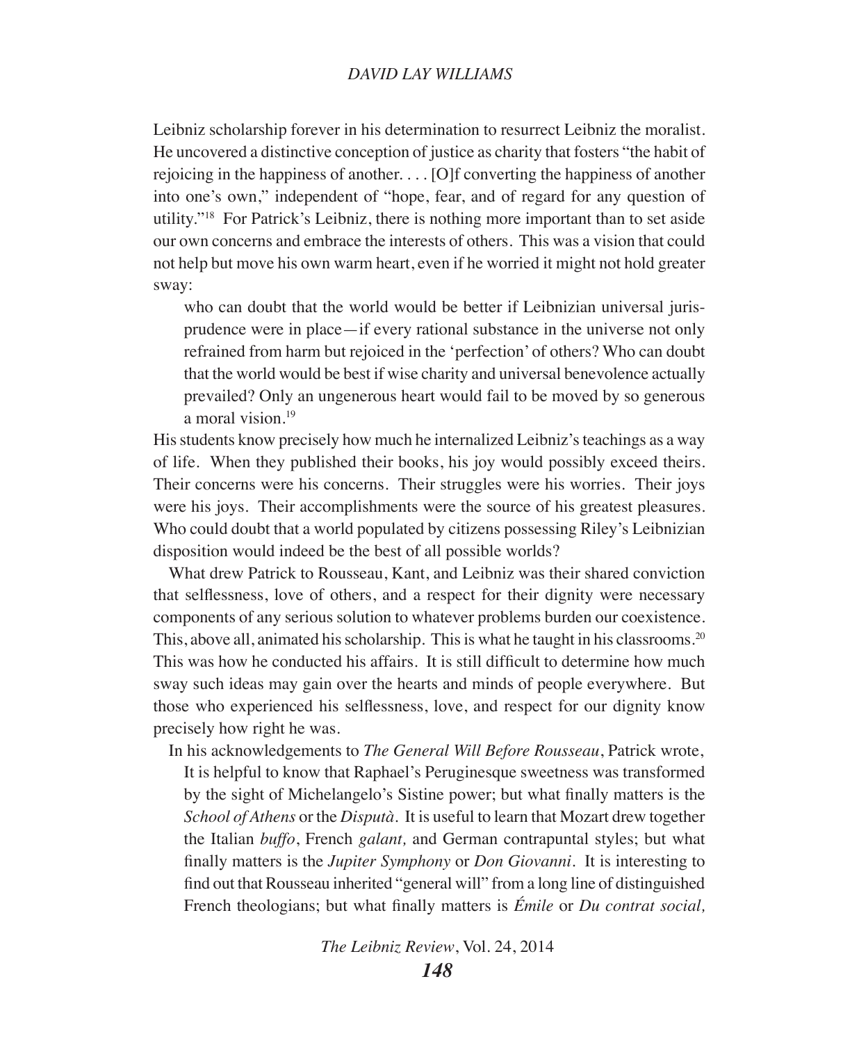Leibniz scholarship forever in his determination to resurrect Leibniz the moralist. He uncovered a distinctive conception of justice as charity that fosters "the habit of rejoicing in the happiness of another. . . . [O]f converting the happiness of another into one's own," independent of "hope, fear, and of regard for any question of utility."[18] For Patrick's Leibniz, there is nothing more important than to set aside our own concerns and embrace the interests of others. This was a vision that could not help but move his own warm heart, even if he worried it might not hold greater sway:

> who can doubt that the world would be better if Leibnizian universal jurisprudence were in place—if every rational substance in the universe not only refrained from harm but rejoiced in the 'perfection' of others? Who can doubt that the world would be best if wise charity and universal benevolence actually prevailed? Only an ungenerous heart would fail to be moved by so generous a moral vision.[19]

His students know precisely how much he internalized Leibniz's teachings as a way of life. When they published their books, his joy would possibly exceed theirs. Their concerns were his concerns. Their struggles were his worries. Their joys were his joys. Their accomplishments were the source of his greatest pleasures. Who could doubt that a world populated by citizens possessing Riley's Leibnizian disposition would indeed be the best of all possible worlds?

What drew Patrick to Rousseau, Kant, and Leibniz was their shared conviction that selflessness, love of others, and a respect for their dignity were necessary components of any serious solution to whatever problems burden our coexistence. This, above all, animated his scholarship. This is what he taught in his classrooms.[20] This was how he conducted his affairs. It is still difficult to determine how much sway such ideas may gain over the hearts and minds of people everywhere. But those who experienced his selflessness, love, and respect for our dignity know precisely how right he was.

In his acknowledgements to *The General Will Before Rousseau*, Patrick wrote,

> It is helpful to know that Raphael's Peruginesque sweetness was transformed by the sight of Michelangelo's Sistine power; but what finally matters is the *School of Athens* or the *Disputà*. It is useful to learn that Mozart drew together the Italian *buffo*, French *galant,* and German contrapuntal styles; but what finally matters is the *Jupiter Symphony* or *Don Giovanni*. It is interesting to find out that Rousseau inherited "general will" from a long line of distinguished French theologians; but what finally matters is *Émile* or *Du contrat social,*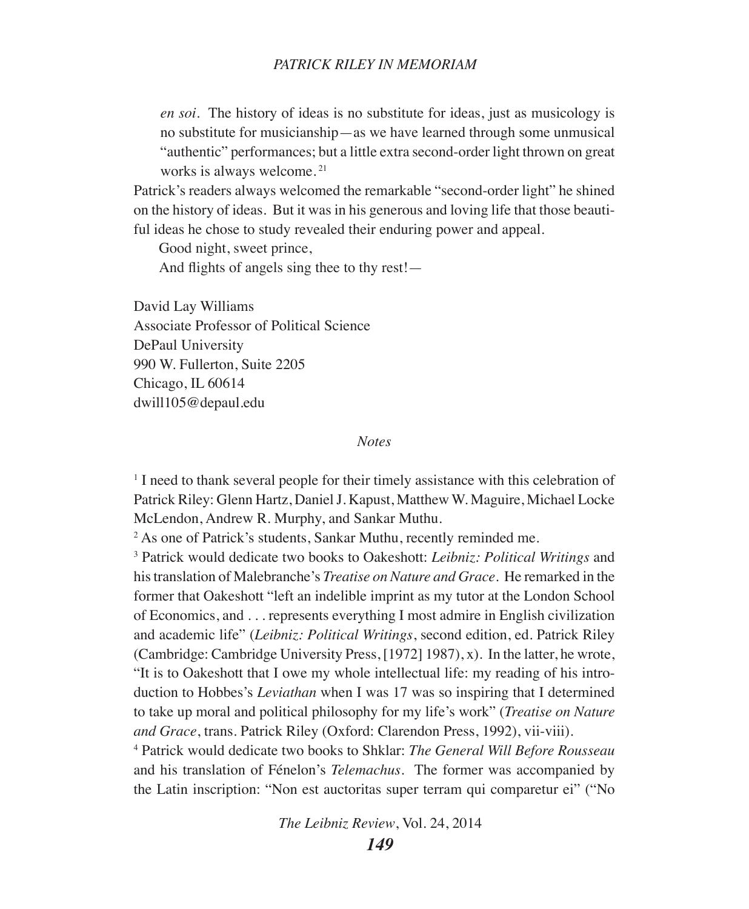> *en soi*. The history of ideas is no substitute for ideas, just as musicology is no substitute for musicianship—as we have learned through some unmusical "authentic" performances; but a little extra second-order light thrown on great works is always welcome.[21]

Patrick's readers always welcomed the remarkable "second-order light" he shined on the history of ideas. But it was in his generous and loving life that those beautiful ideas he chose to study revealed their enduring power and appeal.

> Good night, sweet prince,
> And flights of angels sing thee to thy rest!—

David Lay Williams
Associate Professor of Political Science
DePaul University
990 W. Fullerton, Suite 2205
Chicago, IL 60614
dwill105@depaul.edu

*Notes*

[1] I need to thank several people for their timely assistance with this celebration of Patrick Riley: Glenn Hartz, Daniel J. Kapust, Matthew W. Maguire, Michael Locke McLendon, Andrew R. Murphy, and Sankar Muthu.

[2] As one of Patrick's students, Sankar Muthu, recently reminded me.

[3] Patrick would dedicate two books to Oakeshott: *Leibniz: Political Writings* and his translation of Malebranche's *Treatise on Nature and Grace*. He remarked in the former that Oakeshott "left an indelible imprint as my tutor at the London School of Economics, and . . . represents everything I most admire in English civilization and academic life" (*Leibniz: Political Writings*, second edition, ed. Patrick Riley (Cambridge: Cambridge University Press, [1972] 1987), x). In the latter, he wrote, "It is to Oakeshott that I owe my whole intellectual life: my reading of his introduction to Hobbes's *Leviathan* when I was 17 was so inspiring that I determined to take up moral and political philosophy for my life's work" (*Treatise on Nature and Grace*, trans. Patrick Riley (Oxford: Clarendon Press, 1992), vii-viii).

[4] Patrick would dedicate two books to Shklar: *The General Will Before Rousseau* and his translation of Fénelon's *Telemachus*. The former was accompanied by the Latin inscription: "Non est auctoritas super terram qui comparetur ei" ("No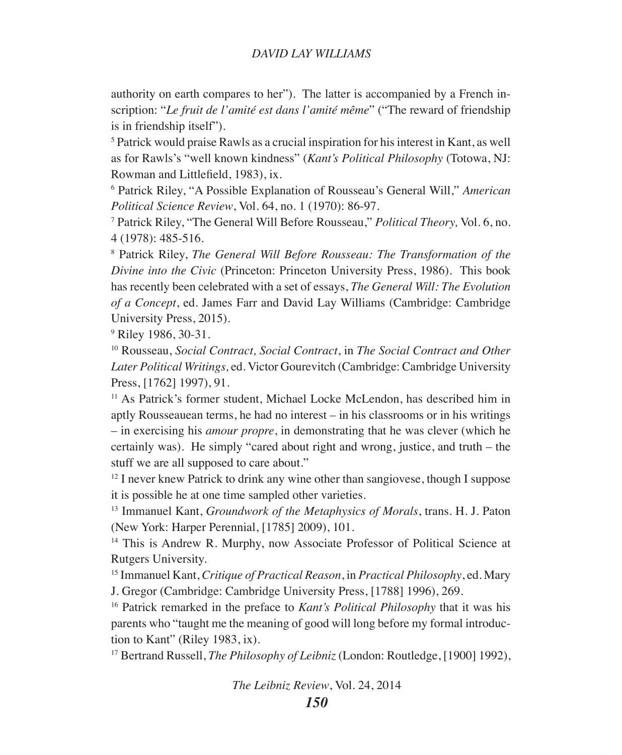authority on earth compares to her"). The latter is accompanied by a French inscription: "*Le fruit de l'amité est dans l'amité même*" ("The reward of friendship is in friendship itself").

[5] Patrick would praise Rawls as a crucial inspiration for his interest in Kant, as well as for Rawls's "well known kindness" (*Kant's Political Philosophy* (Totowa, NJ: Rowman and Littlefield, 1983), ix.

[6] Patrick Riley, "A Possible Explanation of Rousseau's General Will," *American Political Science Review*, Vol. 64, no. 1 (1970): 86-97.

[7] Patrick Riley, "The General Will Before Rousseau," *Political Theory,* Vol. 6, no. 4 (1978): 485-516.

[8] Patrick Riley, *The General Will Before Rousseau: The Transformation of the Divine into the Civic* (Princeton: Princeton University Press, 1986). This book has recently been celebrated with a set of essays, *The General Will: The Evolution of a Concept*, ed. James Farr and David Lay Williams (Cambridge: Cambridge University Press, 2015).

[9] Riley 1986, 30-31.

[10] Rousseau, *Social Contract, Social Contract*, in *The Social Contract and Other Later Political Writings,* ed. Victor Gourevitch (Cambridge: Cambridge University Press, [1762] 1997), 91.

[11] As Patrick's former student, Michael Locke McLendon, has described him in aptly Rousseauean terms, he had no interest – in his classrooms or in his writings – in exercising his *amour propre*, in demonstrating that he was clever (which he certainly was). He simply "cared about right and wrong, justice, and truth – the stuff we are all supposed to care about."

[12] I never knew Patrick to drink any wine other than sangiovese, though I suppose it is possible he at one time sampled other varieties.

[13] Immanuel Kant, *Groundwork of the Metaphysics of Morals*, trans. H. J. Paton (New York: Harper Perennial, [1785] 2009), 101.

[14] This is Andrew R. Murphy, now Associate Professor of Political Science at Rutgers University.

[15] Immanuel Kant, *Critique of Practical Reason*, in *Practical Philosophy*, ed. Mary J. Gregor (Cambridge: Cambridge University Press, [1788] 1996), 269.

[16] Patrick remarked in the preface to *Kant's Political Philosophy* that it was his parents who "taught me the meaning of good will long before my formal introduction to Kant" (Riley 1983, ix).

[17] Bertrand Russell, *The Philosophy of Leibniz* (London: Routledge, [1900] 1992),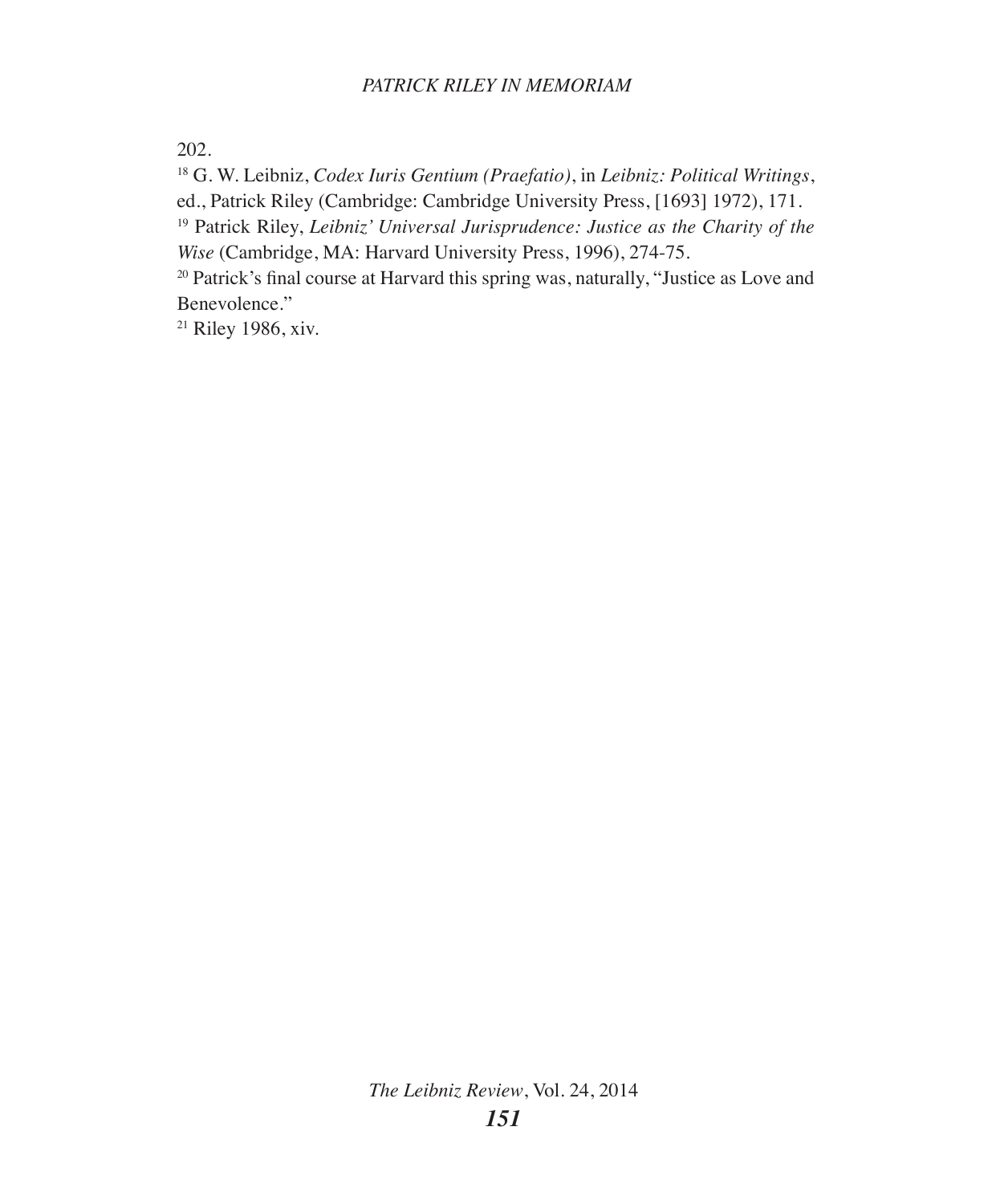202.

[18] G. W. Leibniz, *Codex Iuris Gentium (Praefatio)*, in *Leibniz: Political Writings*, ed., Patrick Riley (Cambridge: Cambridge University Press, [1693] 1972), 171.

[19] Patrick Riley, *Leibniz' Universal Jurisprudence: Justice as the Charity of the Wise* (Cambridge, MA: Harvard University Press, 1996), 274-75.

[20] Patrick's final course at Harvard this spring was, naturally, "Justice as Love and Benevolence."

[21] Riley 1986, xiv.